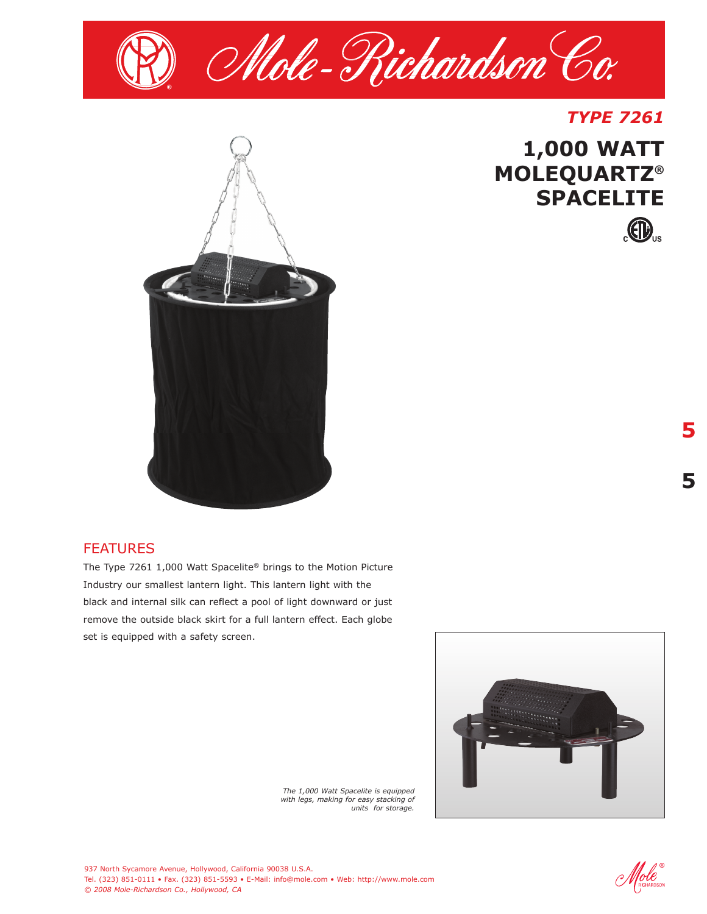# Mole-Richardson Co.

*TYPE 7261*

# 1,000 WATT MOLEQUARTZ® SPACELITE

5

5

## FEATURES

The Type 7261 1,000 Watt Spacelite® brings to the Motion Picture Industry our smallest lantern light. This lantern light with the black and internal silk can reflect a pool of light downward or just remove the outside black skirt for a full lantern effect. Each globe set is equipped with a safety screen.

*The 1,000 Watt Spacelite is equipped with legs, making for easy stacking of units for storage.*

937 North Sycamore Avenue, Hollywood, California 90038 U.S.A.
Tel. (323) 851-0111 • Fax. (323) 851-5593 • E-Mail: info@mole.com • Web: http://www.mole.com
*© 2008 Mole-Richardson Co., Hollywood, CA*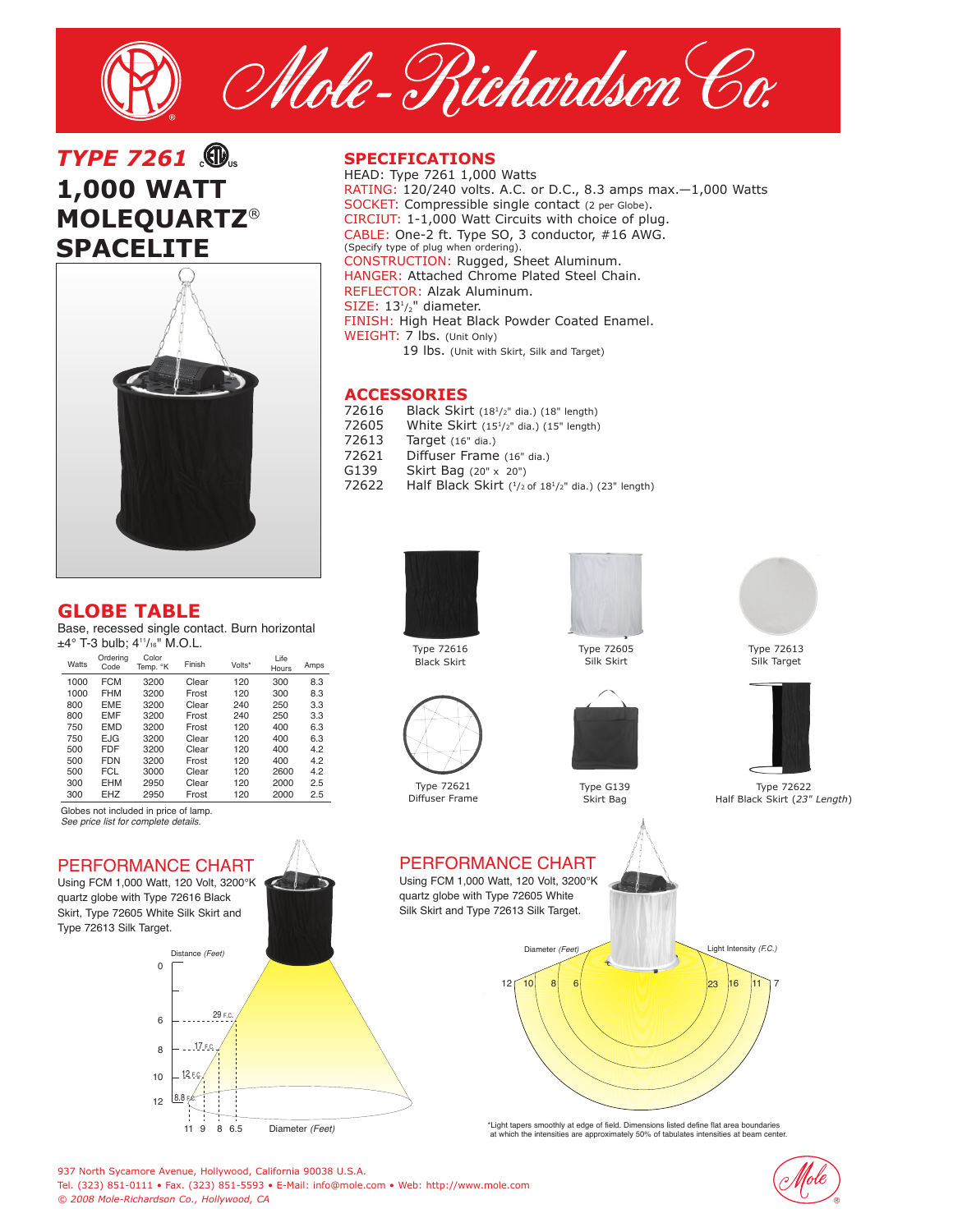# Mole-Richardson Co.

## TYPE 7261

# 1,000 WATT MOLEQUARTZ® SPACELITE

## SPECIFICATIONS

HEAD: Type 7261 1,000 Watts
RATING: 120/240 volts. A.C. or D.C., 8.3 amps max.—1,000 Watts
SOCKET: Compressible single contact (2 per Globe).
CIRCUIT: 1-1,000 Watt Circuits with choice of plug.
CABLE: One-2 ft. Type SO, 3 conductor, #16 AWG.
(Specify type of plug when ordering).
CONSTRUCTION: Rugged, Sheet Aluminum.
HANGER: Attached Chrome Plated Steel Chain.
REFLECTOR: Alzak Aluminum.
SIZE: 13 1/2" diameter.
FINISH: High Heat Black Powder Coated Enamel.
WEIGHT: 7 lbs. (Unit Only)
19 lbs. (Unit with Skirt, Silk and Target)

## ACCESSORIES

| | |
|---|---|
| 72616 | Black Skirt (18 1/2" dia.) (18" length) |
| 72605 | White Skirt (15 1/2" dia.) (15" length) |
| 72613 | Target (16" dia.) |
| 72621 | Diffuser Frame (16" dia.) |
| G139 | Skirt Bag (20" x 20") |
| 72622 | Half Black Skirt (1/2 of 18 1/2" dia.) (23" length) |

Type 72616
Black Skirt

Type 72605
Silk Skirt

Type 72613
Silk Target

Type 72621
Diffuser Frame

Type G139
Skirt Bag

Type 72622
Half Black Skirt (*23" Length*)

## GLOBE TABLE

Base, recessed single contact. Burn horizontal ±4° T-3 bulb; 4 11/16" M.O.L.

| Watts | Ordering Code | Color Temp. °K | Finish | Volts* | Life Hours | Amps |
|---|---|---|---|---|---|---|
| 1000 | FCM | 3200 | Clear | 120 | 300 | 8.3 |
| 1000 | FHM | 3200 | Frost | 120 | 300 | 8.3 |
| 800 | EME | 3200 | Clear | 240 | 250 | 3.3 |
| 800 | EMF | 3200 | Frost | 240 | 250 | 3.3 |
| 750 | EMD | 3200 | Frost | 120 | 400 | 6.3 |
| 750 | EJG | 3200 | Clear | 120 | 400 | 6.3 |
| 500 | FDF | 3200 | Clear | 120 | 400 | 4.2 |
| 500 | FDN | 3200 | Frost | 120 | 400 | 4.2 |
| 500 | FCL | 3000 | Clear | 120 | 2600 | 4.2 |
| 300 | EHM | 2950 | Clear | 120 | 2000 | 2.5 |
| 300 | EHZ | 2950 | Frost | 120 | 2000 | 2.5 |

Globes not included in price of lamp.
*See price list for complete details.*

## PERFORMANCE CHART

Using FCM 1,000 Watt, 120 Volt, 3200°K quartz globe with Type 72616 Black Skirt, Type 72605 White Silk Skirt and Type 72613 Silk Target.

Distance *(Feet)*
0
6
8
10
12
29 F.C.
17 F.C.
12 F.C.
8.8 F.C.
11 9 8 6.5
Diameter *(Feet)*

## PERFORMANCE CHART

Using FCM 1,000 Watt, 120 Volt, 3200°K quartz globe with Type 72605 White Silk Skirt and Type 72613 Silk Target.

Diameter *(Feet)*
12 10 8 6
Light Intensity *(F.C.)*
23 16 11 7

*Light tapers smoothly at edge of field. Dimensions listed define flat area boundaries at which the intensities are approximately 50% of tabulates intensities at beam center.

937 North Sycamore Avenue, Hollywood, California 90038 U.S.A.
Tel. (323) 851-0111 • Fax. (323) 851-5593 • E-Mail: info@mole.com • Web: http://www.mole.com
*© 2008 Mole-Richardson Co., Hollywood, CA*